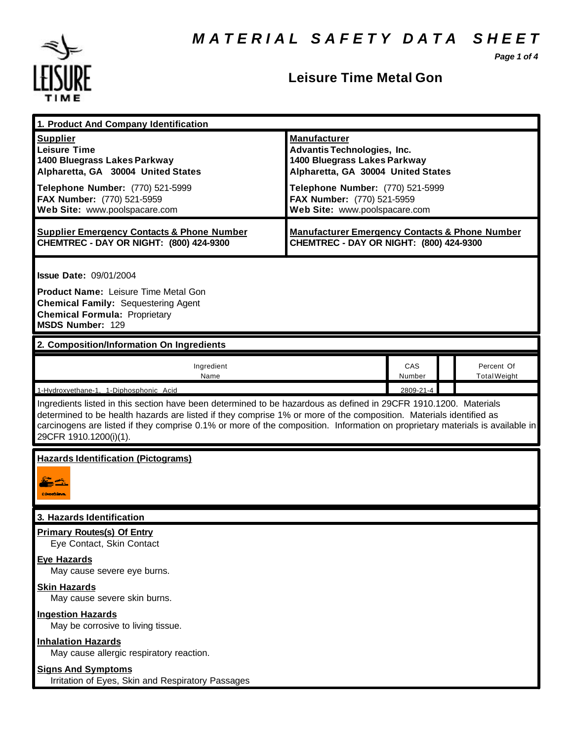# MATERIAL SAFETY DATA SHEET

## Leisure Time Metal Gon

### 1. Product And Company Identification

**Supplier**
**Leisure Time**
**1400 Bluegrass Lakes Parkway**
**Alpharetta, GA 30004 United States**

**Telephone Number:** (770) 521-5999
**FAX Number:** (770) 521-5959
**Web Site:** www.poolspacare.com

**Manufacturer**
**Advantis Technologies, Inc.**
**1400 Bluegrass Lakes Parkway**
**Alpharetta, GA 30004 United States**

**Telephone Number:** (770) 521-5999
**FAX Number:** (770) 521-5959
**Web Site:** www.poolspacare.com

**Supplier Emergency Contacts & Phone Number**
**CHEMTREC - DAY OR NIGHT: (800) 424-9300**

**Manufacturer Emergency Contacts & Phone Number**
**CHEMTREC - DAY OR NIGHT: (800) 424-9300**

**Issue Date:** 09/01/2004

**Product Name:** Leisure Time Metal Gon
**Chemical Family:** Sequestering Agent
**Chemical Formula:** Proprietary
**MSDS Number:** 129

### 2. Composition/Information On Ingredients

| Ingredient Name | CAS Number | | Percent Of Total Weight |
|---|---|---|---|
| 1-Hydroxyethane-1, 1-Diphosphonic Acid | 2809-21-4 | | |

Ingredients listed in this section have been determined to be hazardous as defined in 29CFR 1910.1200. Materials determined to be health hazards are listed if they comprise 1% or more of the composition. Materials identified as carcinogens are listed if they comprise 0.1% or more of the composition. Information on proprietary materials is available in 29CFR 1910.1200(i)(1).

**Hazards Identification (Pictograms)**

### 3. Hazards Identification

**Primary Routes(s) Of Entry**
Eye Contact, Skin Contact

**Eye Hazards**
May cause severe eye burns.

**Skin Hazards**
May cause severe skin burns.

**Ingestion Hazards**
May be corrosive to living tissue.

**Inhalation Hazards**
May cause allergic respiratory reaction.

**Signs And Symptoms**
Irritation of Eyes, Skin and Respiratory Passages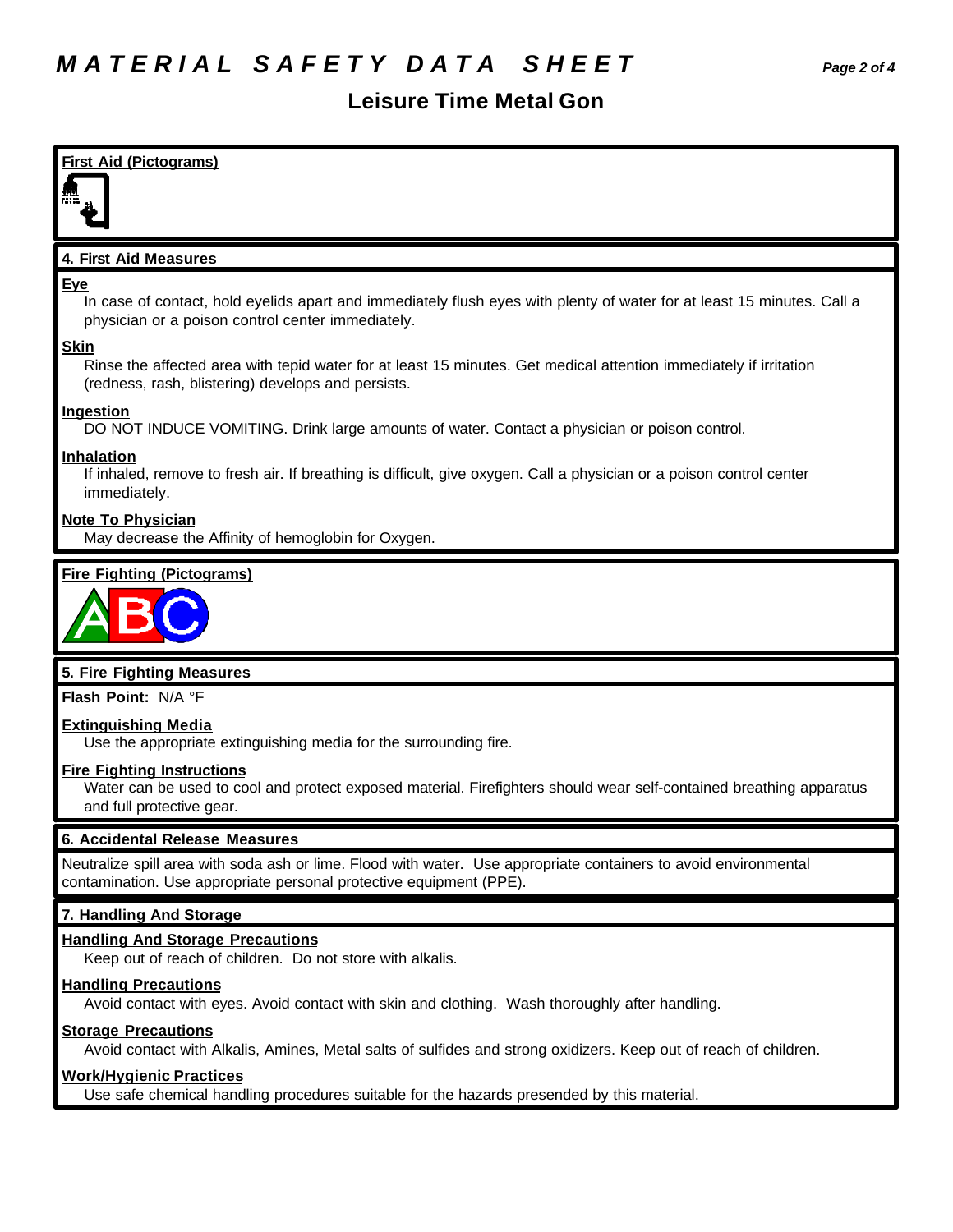# MATERIAL SAFETY DATA SHEET

## Leisure Time Metal Gon

### First Aid (Pictograms)

### 4. First Aid Measures

**Eye**

In case of contact, hold eyelids apart and immediately flush eyes with plenty of water for at least 15 minutes. Call a physician or a poison control center immediately.

**Skin**

Rinse the affected area with tepid water for at least 15 minutes. Get medical attention immediately if irritation (redness, rash, blistering) develops and persists.

**Ingestion**

DO NOT INDUCE VOMITING. Drink large amounts of water. Contact a physician or poison control.

**Inhalation**

If inhaled, remove to fresh air. If breathing is difficult, give oxygen. Call a physician or a poison control center immediately.

**Note To Physician**

May decrease the Affinity of hemoglobin for Oxygen.

### Fire Fighting (Pictograms)

### 5. Fire Fighting Measures

**Flash Point:** N/A °F

**Extinguishing Media**

Use the appropriate extinguishing media for the surrounding fire.

**Fire Fighting Instructions**

Water can be used to cool and protect exposed material. Firefighters should wear self-contained breathing apparatus and full protective gear.

### 6. Accidental Release Measures

Neutralize spill area with soda ash or lime. Flood with water. Use appropriate containers to avoid environmental contamination. Use appropriate personal protective equipment (PPE).

### 7. Handling And Storage

**Handling And Storage Precautions**

Keep out of reach of children. Do not store with alkalis.

**Handling Precautions**

Avoid contact with eyes. Avoid contact with skin and clothing. Wash thoroughly after handling.

**Storage Precautions**

Avoid contact with Alkalis, Amines, Metal salts of sulfides and strong oxidizers. Keep out of reach of children.

**Work/Hygienic Practices**

Use safe chemical handling procedures suitable for the hazards presended by this material.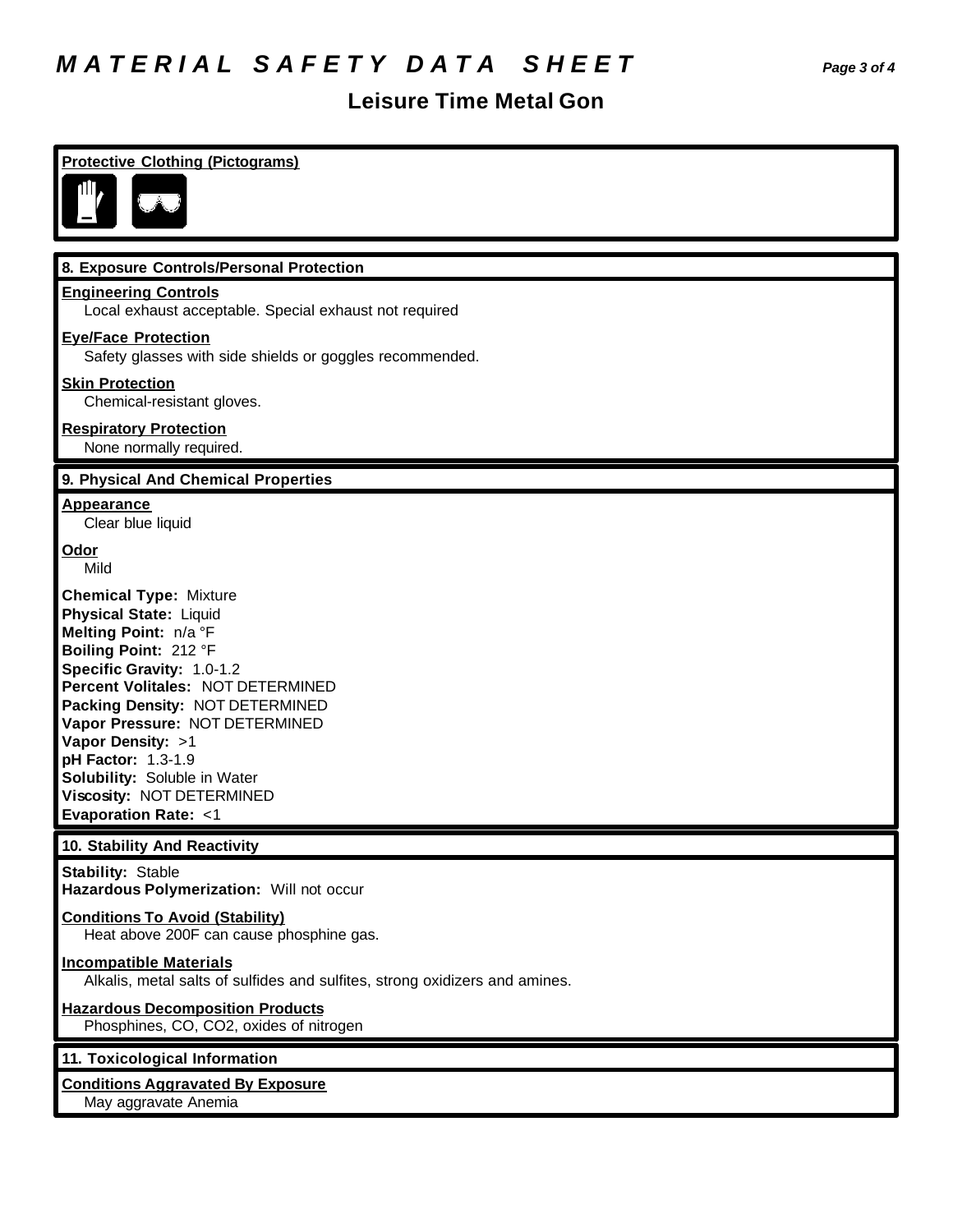# MATERIAL SAFETY DATA SHEET

## Leisure Time Metal Gon

**Protective Clothing (Pictograms)**

### 8. Exposure Controls/Personal Protection

**Engineering Controls**
Local exhaust acceptable. Special exhaust not required

**Eye/Face Protection**
Safety glasses with side shields or goggles recommended.

**Skin Protection**
Chemical-resistant gloves.

**Respiratory Protection**
None normally required.

### 9. Physical And Chemical Properties

**Appearance**
Clear blue liquid

**Odor**
Mild

**Chemical Type:** Mixture
**Physical State:** Liquid
**Melting Point:** n/a °F
**Boiling Point:** 212 °F
**Specific Gravity:** 1.0-1.2
**Percent Volitales:** NOT DETERMINED
**Packing Density:** NOT DETERMINED
**Vapor Pressure:** NOT DETERMINED
**Vapor Density:** >1
**pH Factor:** 1.3-1.9
**Solubility:** Soluble in Water
**Viscosity:** NOT DETERMINED
**Evaporation Rate:** <1

### 10. Stability And Reactivity

**Stability:** Stable
**Hazardous Polymerization:** Will not occur

**Conditions To Avoid (Stability)**
Heat above 200F can cause phosphine gas.

**Incompatible Materials**
Alkalis, metal salts of sulfides and sulfites, strong oxidizers and amines.

**Hazardous Decomposition Products**
Phosphines, CO, $CO_2$, oxides of nitrogen

### 11. Toxicological Information

**Conditions Aggravated By Exposure**
May aggravate Anemia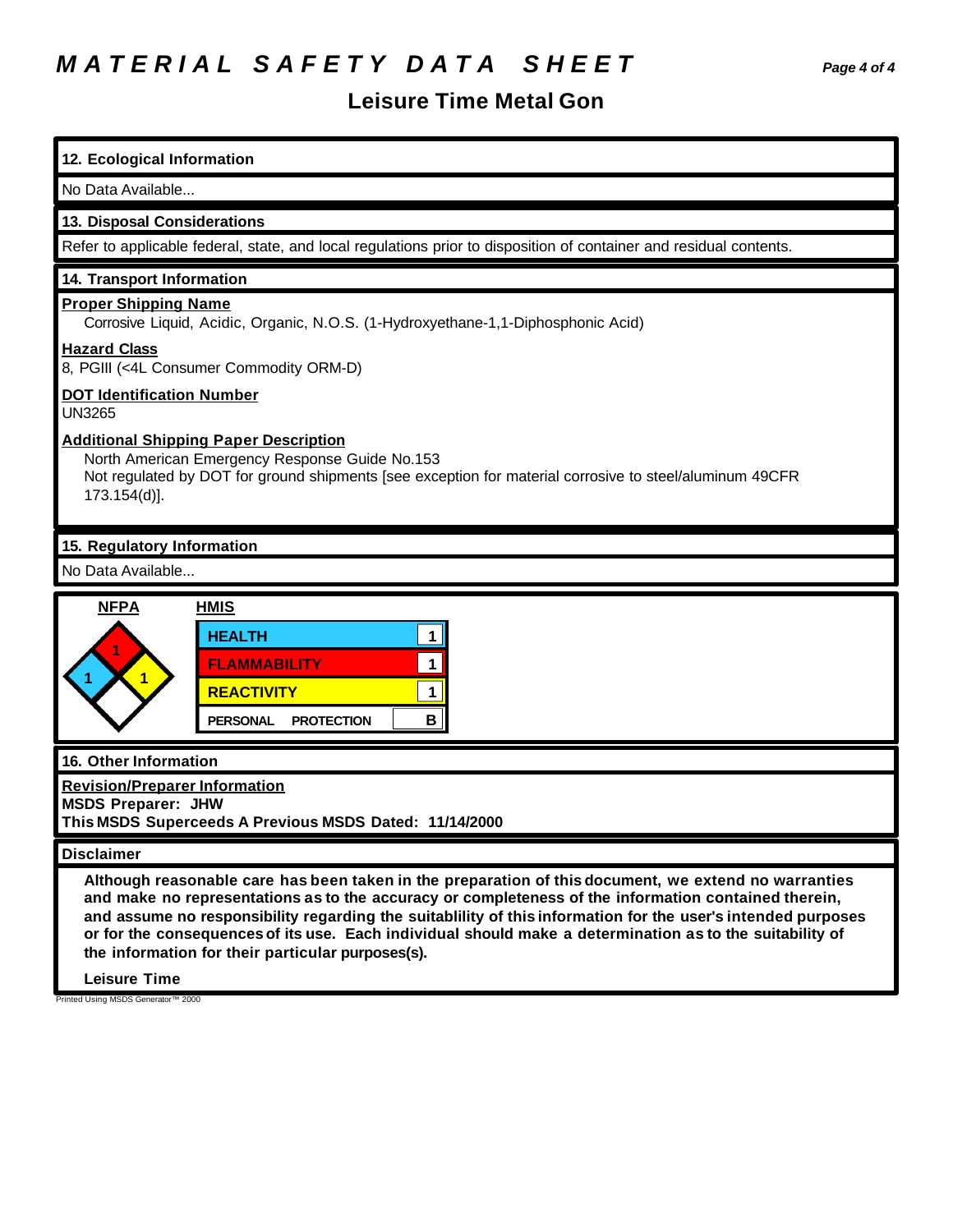# MATERIAL SAFETY DATA SHEET

## Leisure Time Metal Gon

### 12. Ecological Information

No Data Available...

### 13. Disposal Considerations

Refer to applicable federal, state, and local regulations prior to disposition of container and residual contents.

### 14. Transport Information

**Proper Shipping Name**

Corrosive Liquid, Acidic, Organic, N.O.S. (1-Hydroxyethane-1,1-Diphosphonic Acid)

**Hazard Class**

8, PGIII (<4L Consumer Commodity ORM-D)

**DOT Identification Number**

UN3265

**Additional Shipping Paper Description**

North American Emergency Response Guide No.153
Not regulated by DOT for ground shipments [see exception for material corrosive to steel/aluminum 49CFR 173.154(d)].

### 15. Regulatory Information

No Data Available...

**NFPA**

1
1 1

**HMIS**

| | |
|---|---|
| HEALTH | 1 |
| FLAMMABILITY | 1 |
| REACTIVITY | 1 |
| PERSONAL PROTECTION | B |

### 16. Other Information

**Revision/Preparer Information**

**MSDS Preparer: JHW**

**This MSDS Superceeds A Previous MSDS Dated: 11/14/2000**

### Disclaimer

**Although reasonable care has been taken in the preparation of this document, we extend no warranties and make no representations as to the accuracy or completeness of the information contained therein, and assume no responsibility regarding the suitablility of this information for the user's intended purposes or for the consequences of its use. Each individual should make a determination as to the suitability of the information for their particular purposes(s).**

**Leisure Time**

Printed Using MSDS Generator™ 2000